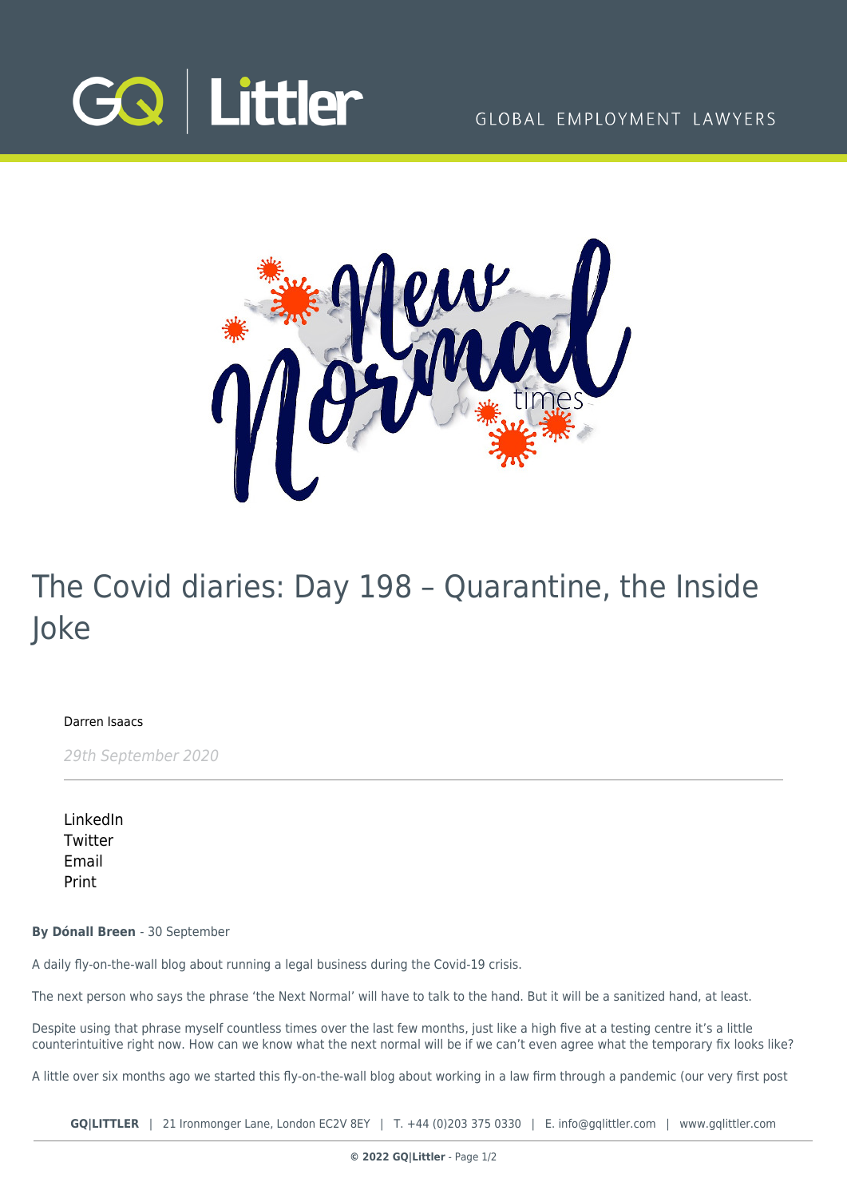# The Covid diaries: Day 198 – Quarantine, the Inside Joke

Darren Isaacs

*29th September 2020*

LinkedIn
Twitter
Email
Print

**By Dónall Breen** - 30 September

A daily fly-on-the-wall blog about running a legal business during the Covid-19 crisis.

The next person who says the phrase 'the Next Normal' will have to talk to the hand. But it will be a sanitized hand, at least.

Despite using that phrase myself countless times over the last few months, just like a high five at a testing centre it's a little counterintuitive right now. How can we know what the next normal will be if we can't even agree what the temporary fix looks like?

A little over six months ago we started this fly-on-the-wall blog about working in a law firm through a pandemic (our very first post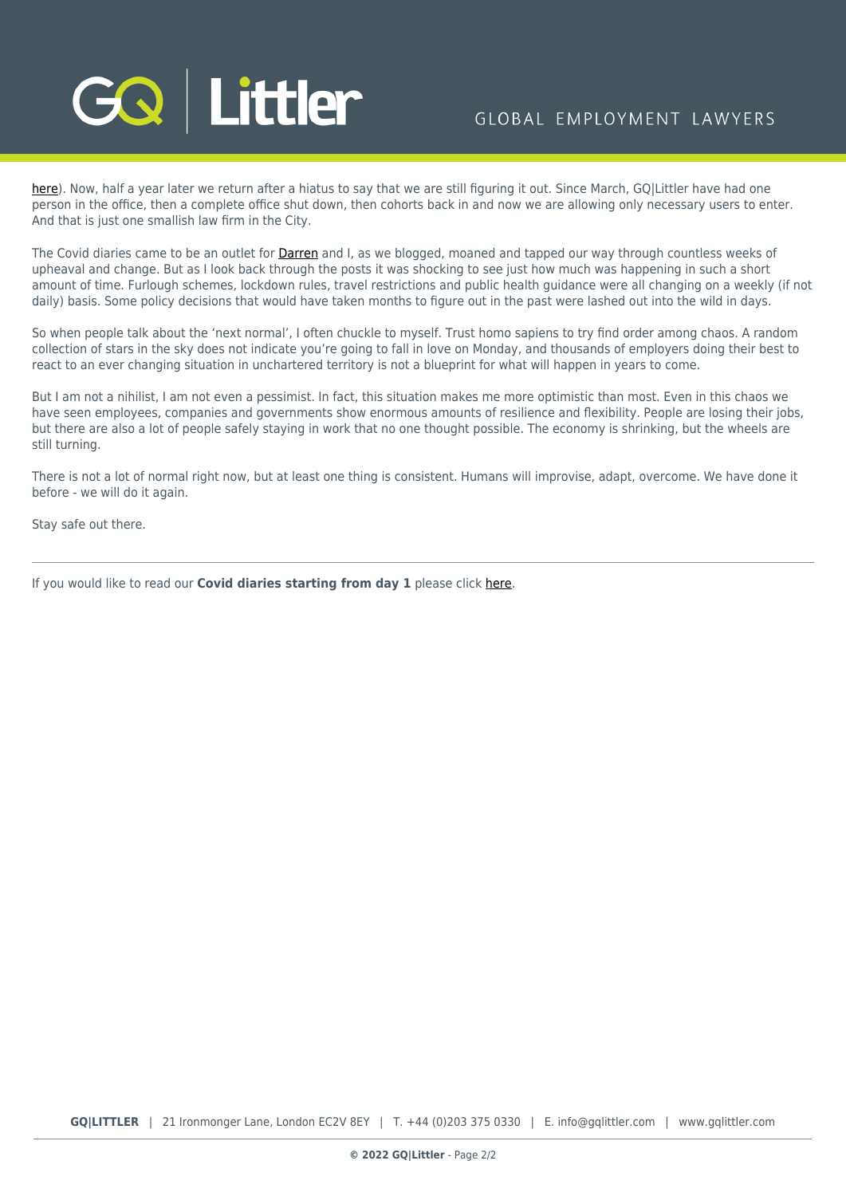here). Now, half a year later we return after a hiatus to say that we are still figuring it out. Since March, GQ|Littler have had one person in the office, then a complete office shut down, then cohorts back in and now we are allowing only necessary users to enter. And that is just one smallish law firm in the City.

The Covid diaries came to be an outlet for Darren and I, as we blogged, moaned and tapped our way through countless weeks of upheaval and change. But as I look back through the posts it was shocking to see just how much was happening in such a short amount of time. Furlough schemes, lockdown rules, travel restrictions and public health guidance were all changing on a weekly (if not daily) basis. Some policy decisions that would have taken months to figure out in the past were lashed out into the wild in days.

So when people talk about the 'next normal', I often chuckle to myself. Trust homo sapiens to try find order among chaos. A random collection of stars in the sky does not indicate you're going to fall in love on Monday, and thousands of employers doing their best to react to an ever changing situation in unchartered territory is not a blueprint for what will happen in years to come.

But I am not a nihilist, I am not even a pessimist. In fact, this situation makes me more optimistic than most. Even in this chaos we have seen employees, companies and governments show enormous amounts of resilience and flexibility. People are losing their jobs, but there are also a lot of people safely staying in work that no one thought possible. The economy is shrinking, but the wheels are still turning.

There is not a lot of normal right now, but at least one thing is consistent. Humans will improvise, adapt, overcome. We have done it before - we will do it again.

Stay safe out there.

---

If you would like to read our **Covid diaries starting from day 1** please click here.